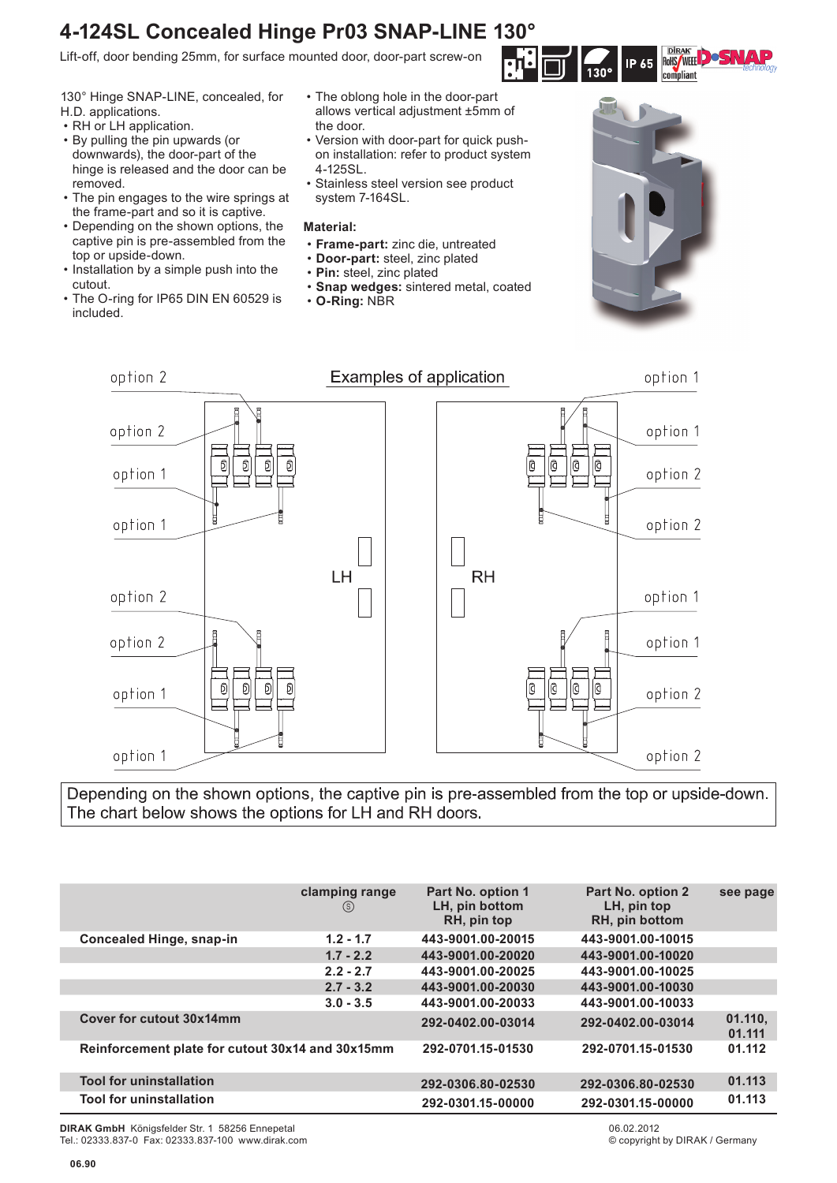# 4-124SL Concealed Hinge Pr03 SNAP-LINE 130°

Lift-off, door bending 25mm, for surface mounted door, door-part screw-on

130° Hinge SNAP-LINE, concealed, for H.D. applications.

- RH or LH application.
- By pulling the pin upwards (or downwards), the door-part of the hinge is released and the door can be removed.
- The pin engages to the wire springs at the frame-part and so it is captive.
- Depending on the shown options, the captive pin is pre-assembled from the top or upside-down.
- Installation by a simple push into the cutout.
- The O-ring for IP65 DIN EN 60529 is included.
- The oblong hole in the door-part allows vertical adjustment ±5mm of the door.
- Version with door-part for quick push-on installation: refer to product system 4-125SL.
- Stainless steel version see product system 7-164SL.

**Material:**

- **Frame-part:** zinc die, untreated
- **Door-part:** steel, zinc plated
- **Pin:** steel, zinc plated
- **Snap wedges:** sintered metal, coated
- **O-Ring:** NBR

Examples of application

LH option 1 / option 2 — RH option 1 / option 2

Depending on the shown options, the captive pin is pre-assembled from the top or upside-down.
The chart below shows the options for LH and RH doors.

| | clamping range Ⓢ | Part No. option 1 LH, pin bottom RH, pin top | Part No. option 2 LH, pin top RH, pin bottom | see page |
|---|---|---|---|---|
| Concealed Hinge, snap-in | 1.2 - 1.7 | 443-9001.00-20015 | 443-9001.00-10015 | |
| | 1.7 - 2.2 | 443-9001.00-20020 | 443-9001.00-10020 | |
| | 2.2 - 2.7 | 443-9001.00-20025 | 443-9001.00-10025 | |
| | 2.7 - 3.2 | 443-9001.00-20030 | 443-9001.00-10030 | |
| | 3.0 - 3.5 | 443-9001.00-20033 | 443-9001.00-10033 | |
| Cover for cutout 30x14mm | | 292-0402.00-03014 | 292-0402.00-03014 | 01.110, 01.111 |
| Reinforcement plate for cutout 30x14 and 30x15mm | | 292-0701.15-01530 | 292-0701.15-01530 | 01.112 |
| Tool for uninstallation | | 292-0306.80-02530 | 292-0306.80-02530 | 01.113 |
| Tool for uninstallation | | 292-0301.15-00000 | 292-0301.15-00000 | 01.113 |

**DIRAK GmbH** Königsfelder Str. 1 58256 Ennepetal
Tel.: 02333.837-0 Fax: 02333.837-100 www.dirak.com

06.02.2012
© copyright by DIRAK / Germany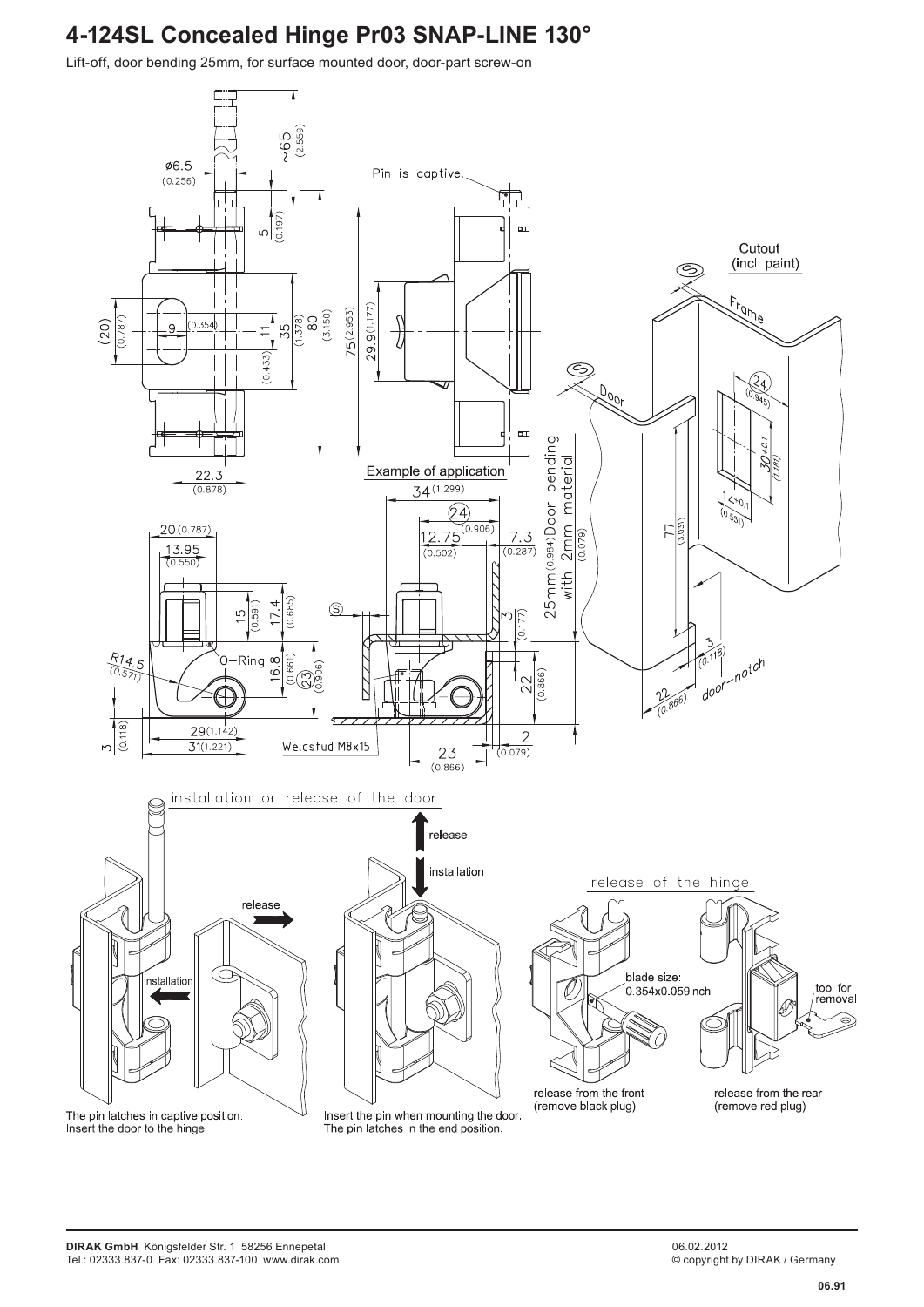# 4-124SL Concealed Hinge Pr03 SNAP-LINE 130°

Lift-off, door bending 25mm, for surface mounted door, door-part screw-on

Pin is captive.

Cutout (incl. paint)

Frame

Door

Example of application

25mm (0.984) Door bending with 2mm material (0.079)

O-Ring

Weldstud M8x15

door-notch

installation or release of the door

release

installation

release of the hinge

blade size: 0.354x0.059inch

tool for removal

The pin latches in captive position.
Insert the door to the hinge.

Insert the pin when mounting the door.
The pin latches in the end position.

release from the front (remove black plug)

release from the rear (remove red plug)

**DIRAK GmbH** Königsfelder Str. 1 58256 Ennepetal
Tel.: 02333.837-0 Fax: 02333.837-100 www.dirak.com

06.02.2012
© copyright by DIRAK / Germany

**06.91**